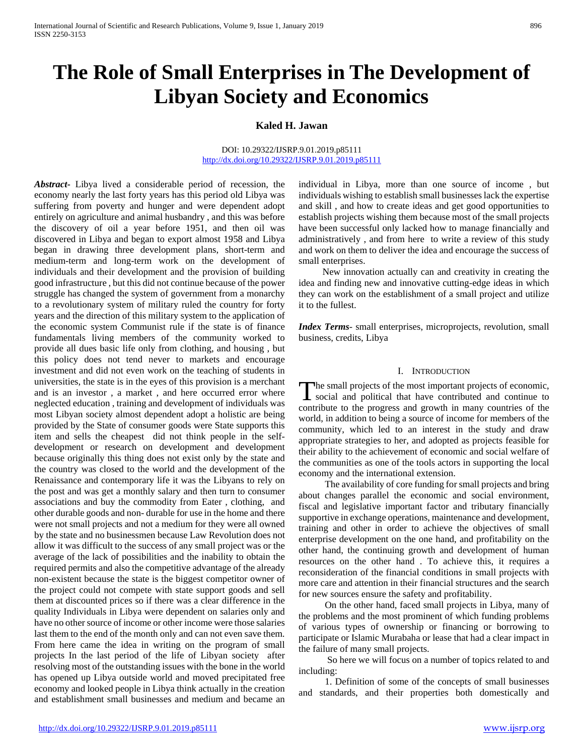# The Role of Small Enterprises in The Development of Libyan Society and Economics

**Kaled H. Jawan**

DOI: 10.29322/IJSRP.9.01.2019.p85111
http://dx.doi.org/10.29322/IJSRP.9.01.2019.p85111

***Abstract***- Libya lived a considerable period of recession, the economy nearly the last forty years has this period old Libya was suffering from poverty and hunger and were dependent adopt entirely on agriculture and animal husbandry , and this was before the discovery of oil a year before 1951, and then oil was discovered in Libya and began to export almost 1958 and Libya began in drawing three development plans, short-term and medium-term and long-term work on the development of individuals and their development and the provision of building good infrastructure , but this did not continue because of the power struggle has changed the system of government from a monarchy to a revolutionary system of military ruled the country for forty years and the direction of this military system to the application of the economic system Communist rule if the state is of finance fundamentals living members of the community worked to provide all dues basic life only from clothing, and housing , but this policy does not tend never to markets and encourage investment and did not even work on the teaching of students in universities, the state is in the eyes of this provision is a merchant and is an investor , a market , and here occurred error where neglected education , training and development of individuals was most Libyan society almost dependent adopt a holistic are being provided by the State of consumer goods were State supports this item and sells the cheapest did not think people in the self-development or research on development and development because originally this thing does not exist only by the state and the country was closed to the world and the development of the Renaissance and contemporary life it was the Libyans to rely on the post and was get a monthly salary and then turn to consumer associations and buy the commodity from Eater , clothing, and other durable goods and non- durable for use in the home and there were not small projects and not a medium for they were all owned by the state and no businessmen because Law Revolution does not allow it was difficult to the success of any small project was or the average of the lack of possibilities and the inability to obtain the required permits and also the competitive advantage of the already non-existent because the state is the biggest competitor owner of the project could not compete with state support goods and sell them at discounted prices so if there was a clear difference in the quality Individuals in Libya were dependent on salaries only and have no other source of income or other income were those salaries last them to the end of the month only and can not even save them. From here came the idea in writing on the program of small projects In the last period of the life of Libyan society after resolving most of the outstanding issues with the bone in the world has opened up Libya outside world and moved precipitated free economy and looked people in Libya think actually in the creation and establishment small businesses and medium and became an individual in Libya, more than one source of income , but individuals wishing to establish small businesses lack the expertise and skill , and how to create ideas and get good opportunities to establish projects wishing them because most of the small projects have been successful only lacked how to manage financially and administratively , and from here to write a review of this study and work on them to deliver the idea and encourage the success of small enterprises.

New innovation actually can and creativity in creating the idea and finding new and innovative cutting-edge ideas in which they can work on the establishment of a small project and utilize it to the fullest.

***Index Terms***- small enterprises, microprojects, revolution, small business, credits, Libya

## I. Introduction

The small projects of the most important projects of economic, social and political that have contributed and continue to contribute to the progress and growth in many countries of the world, in addition to being a source of income for members of the community, which led to an interest in the study and draw appropriate strategies to her, and adopted as projects feasible for their ability to the achievement of economic and social welfare of the communities as one of the tools actors in supporting the local economy and the international extension.

The availability of core funding for small projects and bring about changes parallel the economic and social environment, fiscal and legislative important factor and tributary financially supportive in exchange operations, maintenance and development, training and other in order to achieve the objectives of small enterprise development on the one hand, and profitability on the other hand, the continuing growth and development of human resources on the other hand . To achieve this, it requires a reconsideration of the financial conditions in small projects with more care and attention in their financial structures and the search for new sources ensure the safety and profitability.

On the other hand, faced small projects in Libya, many of the problems and the most prominent of which funding problems of various types of ownership or financing or borrowing to participate or Islamic Murabaha or lease that had a clear impact in the failure of many small projects.

So here we will focus on a number of topics related to and including:

1. Definition of some of the concepts of small businesses and standards, and their properties both domestically and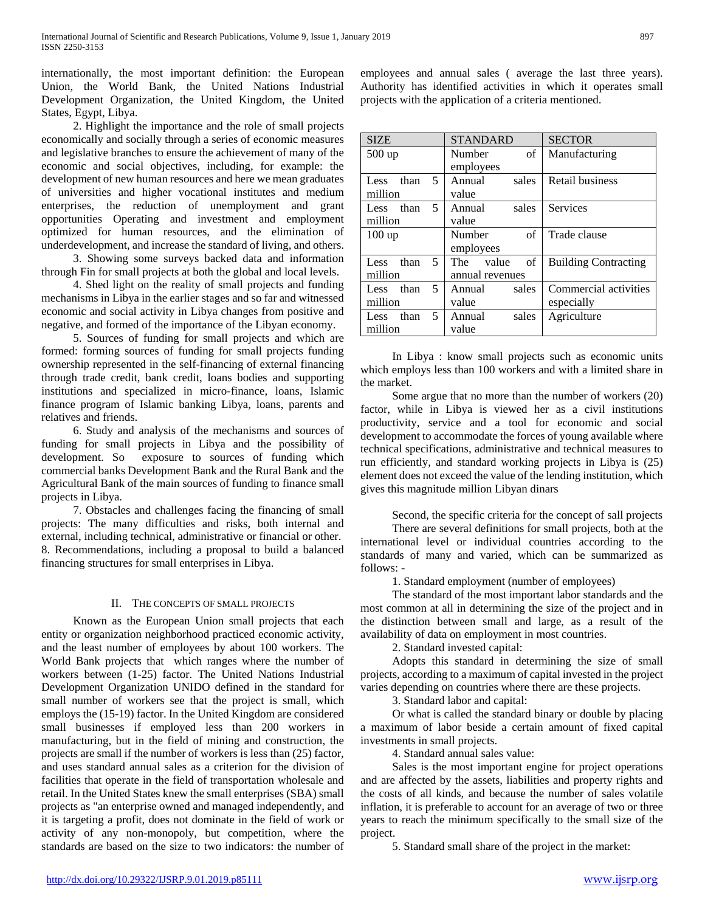internationally, the most important definition: the European Union, the World Bank, the United Nations Industrial Development Organization, the United Kingdom, the United States, Egypt, Libya.

2. Highlight the importance and the role of small projects economically and socially through a series of economic measures and legislative branches to ensure the achievement of many of the economic and social objectives, including, for example: the development of new human resources and here we mean graduates of universities and higher vocational institutes and medium enterprises, the reduction of unemployment and grant opportunities Operating and investment and employment optimized for human resources, and the elimination of underdevelopment, and increase the standard of living, and others.

3. Showing some surveys backed data and information through Fin for small projects at both the global and local levels.

4. Shed light on the reality of small projects and funding mechanisms in Libya in the earlier stages and so far and witnessed economic and social activity in Libya changes from positive and negative, and formed of the importance of the Libyan economy.

5. Sources of funding for small projects and which are formed: forming sources of funding for small projects funding ownership represented in the self-financing of external financing through trade credit, bank credit, loans bodies and supporting institutions and specialized in micro-finance, loans, Islamic finance program of Islamic banking Libya, loans, parents and relatives and friends.

6. Study and analysis of the mechanisms and sources of funding for small projects in Libya and the possibility of development. So exposure to sources of funding which commercial banks Development Bank and the Rural Bank and the Agricultural Bank of the main sources of funding to finance small projects in Libya.

7. Obstacles and challenges facing the financing of small projects: The many difficulties and risks, both internal and external, including technical, administrative or financial or other.

8. Recommendations, including a proposal to build a balanced financing structures for small enterprises in Libya.

## II. The Concepts of Small Projects

Known as the European Union small projects that each entity or organization neighborhood practiced economic activity, and the least number of employees by about 100 workers. The World Bank projects that which ranges where the number of workers between (1-25) factor. The United Nations Industrial Development Organization UNIDO defined in the standard for small number of workers see that the project is small, which employs the (15-19) factor. In the United Kingdom are considered small businesses if employed less than 200 workers in manufacturing, but in the field of mining and construction, the projects are small if the number of workers is less than (25) factor, and uses standard annual sales as a criterion for the division of facilities that operate in the field of transportation wholesale and retail. In the United States knew the small enterprises (SBA) small projects as "an enterprise owned and managed independently, and it is targeting a profit, does not dominate in the field of work or activity of any non-monopoly, but competition, where the standards are based on the size to two indicators: the number of employees and annual sales ( average the last three years). Authority has identified activities in which it operates small projects with the application of a criteria mentioned.

| SIZE | STANDARD | SECTOR |
|---|---|---|
| 500 up | Number of employees | Manufacturing |
| Less than 5 million | Annual sales value | Retail business |
| Less than 5 million | Annual sales value | Services |
| 100 up | Number of employees | Trade clause |
| Less than 5 million | The value of annual revenues | Building Contracting |
| Less than 5 million | Annual sales value | Commercial activities especially |
| Less than 5 million | Annual sales value | Agriculture |

In Libya : know small projects such as economic units which employs less than 100 workers and with a limited share in the market.

Some argue that no more than the number of workers (20) factor, while in Libya is viewed her as a civil institutions productivity, service and a tool for economic and social development to accommodate the forces of young available where technical specifications, administrative and technical measures to run efficiently, and standard working projects in Libya is (25) element does not exceed the value of the lending institution, which gives this magnitude million Libyan dinars

Second, the specific criteria for the concept of sall projects

There are several definitions for small projects, both at the international level or individual countries according to the standards of many and varied, which can be summarized as follows: -

1. Standard employment (number of employees)

The standard of the most important labor standards and the most common at all in determining the size of the project and in the distinction between small and large, as a result of the availability of data on employment in most countries.

2. Standard invested capital:

Adopts this standard in determining the size of small projects, according to a maximum of capital invested in the project varies depending on countries where there are these projects.

3. Standard labor and capital:

Or what is called the standard binary or double by placing a maximum of labor beside a certain amount of fixed capital investments in small projects.

4. Standard annual sales value:

Sales is the most important engine for project operations and are affected by the assets, liabilities and property rights and the costs of all kinds, and because the number of sales volatile inflation, it is preferable to account for an average of two or three years to reach the minimum specifically to the small size of the project.

5. Standard small share of the project in the market: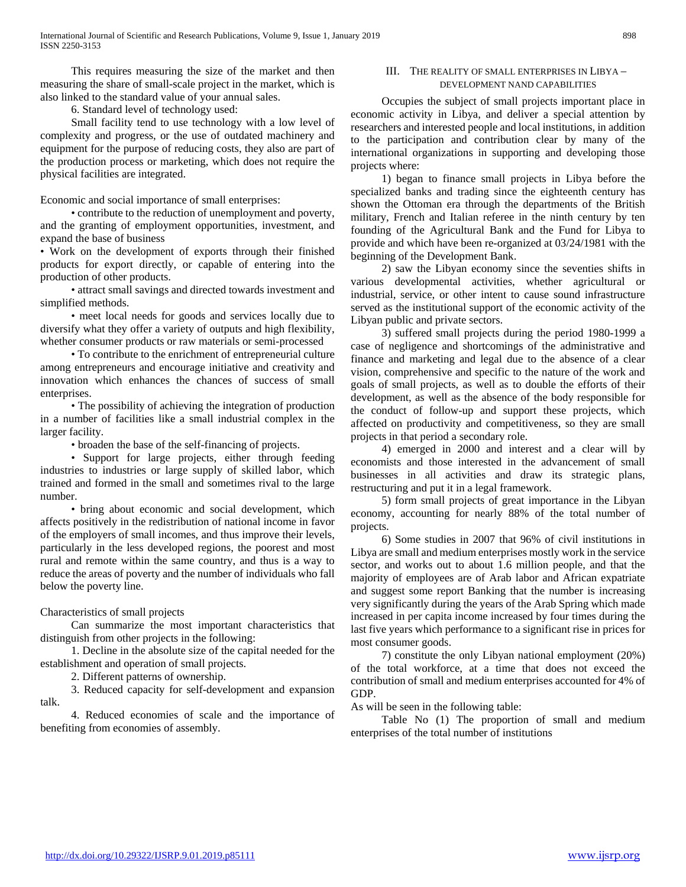This requires measuring the size of the market and then measuring the share of small-scale project in the market, which is also linked to the standard value of your annual sales.

6. Standard level of technology used:

Small facility tend to use technology with a low level of complexity and progress, or the use of outdated machinery and equipment for the purpose of reducing costs, they also are part of the production process or marketing, which does not require the physical facilities are integrated.

Economic and social importance of small enterprises:

- contribute to the reduction of unemployment and poverty, and the granting of employment opportunities, investment, and expand the base of business
- Work on the development of exports through their finished products for export directly, or capable of entering into the production of other products.
- attract small savings and directed towards investment and simplified methods.
- meet local needs for goods and services locally due to diversify what they offer a variety of outputs and high flexibility, whether consumer products or raw materials or semi-processed
- To contribute to the enrichment of entrepreneurial culture among entrepreneurs and encourage initiative and creativity and innovation which enhances the chances of success of small enterprises.
- The possibility of achieving the integration of production in a number of facilities like a small industrial complex in the larger facility.
- broaden the base of the self-financing of projects.
- Support for large projects, either through feeding industries to industries or large supply of skilled labor, which trained and formed in the small and sometimes rival to the large number.
- bring about economic and social development, which affects positively in the redistribution of national income in favor of the employers of small incomes, and thus improve their levels, particularly in the less developed regions, the poorest and most rural and remote within the same country, and thus is a way to reduce the areas of poverty and the number of individuals who fall below the poverty line.

Characteristics of small projects

Can summarize the most important characteristics that distinguish from other projects in the following:

1. Decline in the absolute size of the capital needed for the establishment and operation of small projects.
2. Different patterns of ownership.
3. Reduced capacity for self-development and expansion talk.
4. Reduced economies of scale and the importance of benefiting from economies of assembly.

## III. The reality of small enterprises in Libya – development nand capabilities

Occupies the subject of small projects important place in economic activity in Libya, and deliver a special attention by researchers and interested people and local institutions, in addition to the participation and contribution clear by many of the international organizations in supporting and developing those projects where:

1) began to finance small projects in Libya before the specialized banks and trading since the eighteenth century has shown the Ottoman era through the departments of the British military, French and Italian referee in the ninth century by ten founding of the Agricultural Bank and the Fund for Libya to provide and which have been re-organized at 03/24/1981 with the beginning of the Development Bank.

2) saw the Libyan economy since the seventies shifts in various developmental activities, whether agricultural or industrial, service, or other intent to cause sound infrastructure served as the institutional support of the economic activity of the Libyan public and private sectors.

3) suffered small projects during the period 1980-1999 a case of negligence and shortcomings of the administrative and finance and marketing and legal due to the absence of a clear vision, comprehensive and specific to the nature of the work and goals of small projects, as well as to double the efforts of their development, as well as the absence of the body responsible for the conduct of follow-up and support these projects, which affected on productivity and competitiveness, so they are small projects in that period a secondary role.

4) emerged in 2000 and interest and a clear will by economists and those interested in the advancement of small businesses in all activities and draw its strategic plans, restructuring and put it in a legal framework.

5) form small projects of great importance in the Libyan economy, accounting for nearly 88% of the total number of projects.

6) Some studies in 2007 that 96% of civil institutions in Libya are small and medium enterprises mostly work in the service sector, and works out to about 1.6 million people, and that the majority of employees are of Arab labor and African expatriate and suggest some report Banking that the number is increasing very significantly during the years of the Arab Spring which made increased in per capita income increased by four times during the last five years which performance to a significant rise in prices for most consumer goods.

7) constitute the only Libyan national employment (20%) of the total workforce, at a time that does not exceed the contribution of small and medium enterprises accounted for 4% of GDP.

As will be seen in the following table:

Table No (1) The proportion of small and medium enterprises of the total number of institutions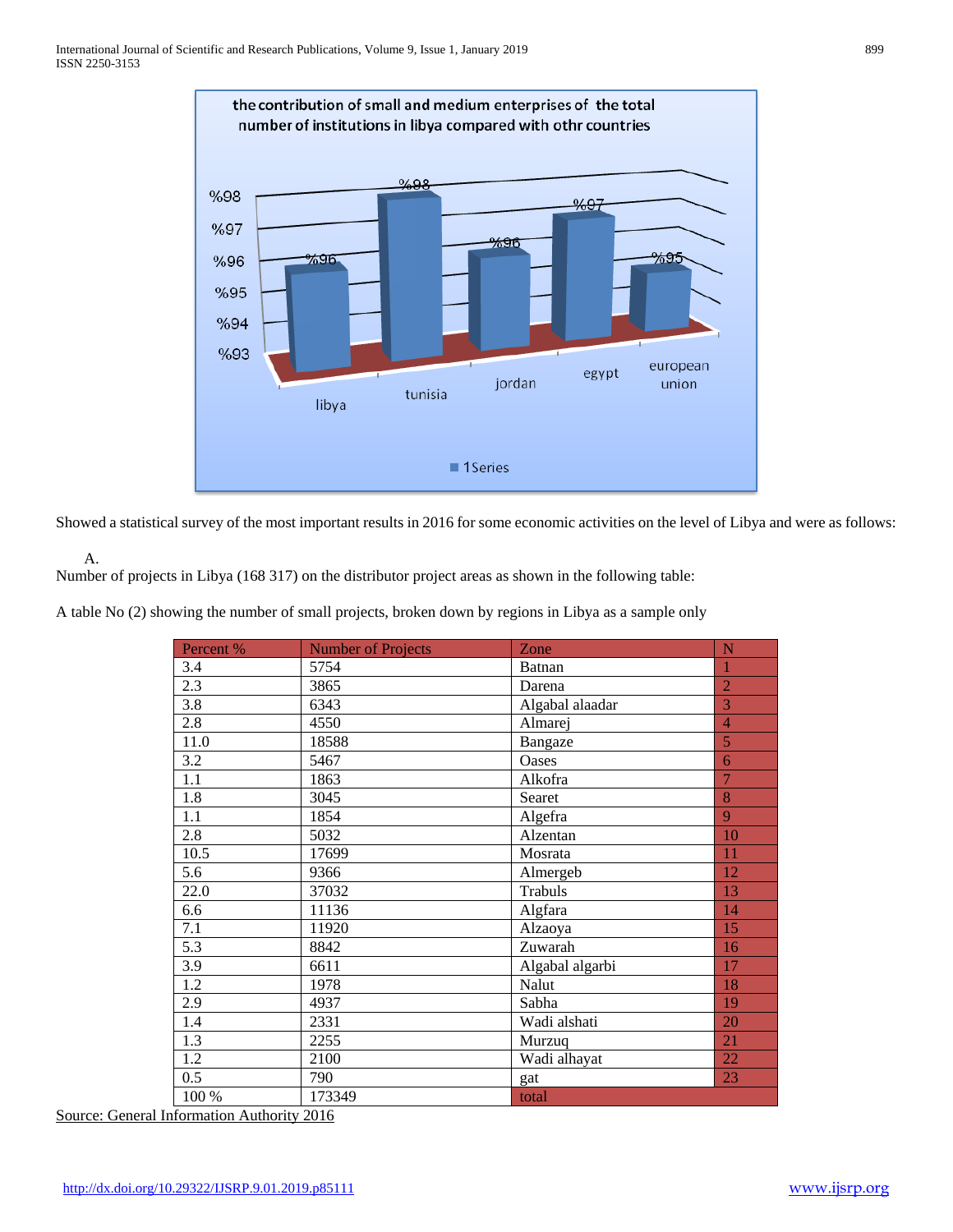the contribution of small and medium enterprises of the total number of institutions in libya compared with othr countries

| Country | Value |
|---|---|
| libya | %96 |
| tunisia | %98 |
| jordan | %96 |
| egypt | %97 |
| european union | %95 |

1Series

Showed a statistical survey of the most important results in 2016 for some economic activities on the level of Libya and were as follows:

A.
Number of projects in Libya (168 317) on the distributor project areas as shown in the following table:

A table No (2) showing the number of small projects, broken down by regions in Libya as a sample only

| Percent % | Number of Projects | Zone | N |
|---|---|---|---|
| 3.4 | 5754 | Batnan | 1 |
| 2.3 | 3865 | Darena | 2 |
| 3.8 | 6343 | Algabal alaadar | 3 |
| 2.8 | 4550 | Almarej | 4 |
| 11.0 | 18588 | Bangaze | 5 |
| 3.2 | 5467 | Oases | 6 |
| 1.1 | 1863 | Alkofra | 7 |
| 1.8 | 3045 | Searet | 8 |
| 1.1 | 1854 | Algefra | 9 |
| 2.8 | 5032 | Alzentan | 10 |
| 10.5 | 17699 | Mosrata | 11 |
| 5.6 | 9366 | Almergeb | 12 |
| 22.0 | 37032 | Trabuls | 13 |
| 6.6 | 11136 | Algfara | 14 |
| 7.1 | 11920 | Alzaoya | 15 |
| 5.3 | 8842 | Zuwarah | 16 |
| 3.9 | 6611 | Algabal algarbi | 17 |
| 1.2 | 1978 | Nalut | 18 |
| 2.9 | 4937 | Sabha | 19 |
| 1.4 | 2331 | Wadi alshati | 20 |
| 1.3 | 2255 | Murzuq | 21 |
| 1.2 | 2100 | Wadi alhayat | 22 |
| 0.5 | 790 | gat | 23 |
| 100 % | 173349 | total | |

Source: General Information Authority 2016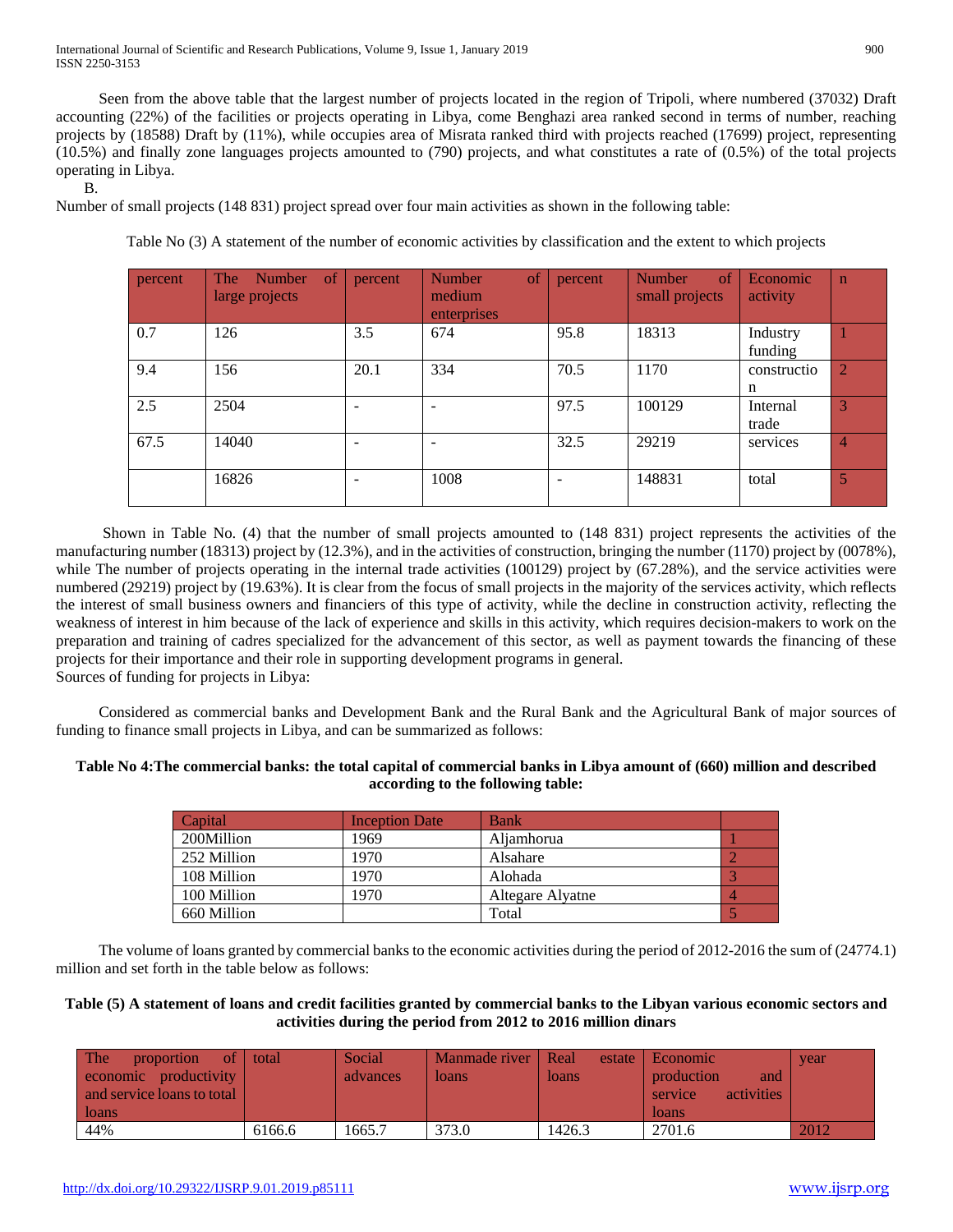Seen from the above table that the largest number of projects located in the region of Tripoli, where numbered (37032) Draft accounting (22%) of the facilities or projects operating in Libya, come Benghazi area ranked second in terms of number, reaching projects by (18588) Draft by (11%), while occupies area of Misrata ranked third with projects reached (17699) project, representing (10.5%) and finally zone languages projects amounted to (790) projects, and what constitutes a rate of (0.5%) of the total projects operating in Libya.

B.

Number of small projects (148 831) project spread over four main activities as shown in the following table:

Table No (3) A statement of the number of economic activities by classification and the extent to which projects

| percent | The Number of large projects | percent | Number of medium enterprises | percent | Number of small projects | Economic activity | n |
|---|---|---|---|---|---|---|---|
| 0.7 | 126 | 3.5 | 674 | 95.8 | 18313 | Industry funding | 1 |
| 9.4 | 156 | 20.1 | 334 | 70.5 | 1170 | constructio n | 2 |
| 2.5 | 2504 | - | - | 97.5 | 100129 | Internal trade | 3 |
| 67.5 | 14040 | - | - | 32.5 | 29219 | services | 4 |
| | 16826 | - | 1008 | - | 148831 | total | 5 |

Shown in Table No. (4) that the number of small projects amounted to (148 831) project represents the activities of the manufacturing number (18313) project by (12.3%), and in the activities of construction, bringing the number (1170) project by (0078%), while The number of projects operating in the internal trade activities (100129) project by (67.28%), and the service activities were numbered (29219) project by (19.63%). It is clear from the focus of small projects in the majority of the services activity, which reflects the interest of small business owners and financiers of this type of activity, while the decline in construction activity, reflecting the weakness of interest in him because of the lack of experience and skills in this activity, which requires decision-makers to work on the preparation and training of cadres specialized for the advancement of this sector, as well as payment towards the financing of these projects for their importance and their role in supporting development programs in general.

Sources of funding for projects in Libya:

Considered as commercial banks and Development Bank and the Rural Bank and the Agricultural Bank of major sources of funding to finance small projects in Libya, and can be summarized as follows:

**Table No 4:The commercial banks: the total capital of commercial banks in Libya amount of (660) million and described according to the following table:**

| Capital | Inception Date | Bank | |
|---|---|---|---|
| 200Million | 1969 | Aljamhorua | 1 |
| 252 Million | 1970 | Alsahare | 2 |
| 108 Million | 1970 | Alohada | 3 |
| 100 Million | 1970 | Altegare Alyatne | 4 |
| 660 Million | | Total | 5 |

The volume of loans granted by commercial banks to the economic activities during the period of 2012-2016 the sum of (24774.1) million and set forth in the table below as follows:

**Table (5) A statement of loans and credit facilities granted by commercial banks to the Libyan various economic sectors and activities during the period from 2012 to 2016 million dinars**

| The proportion of economic productivity and service loans to total loans | total | Social advances | Manmade river loans | Real estate loans | Economic production and service activities loans | year |
|---|---|---|---|---|---|---|
| 44% | 6166.6 | 1665.7 | 373.0 | 1426.3 | 2701.6 | 2012 |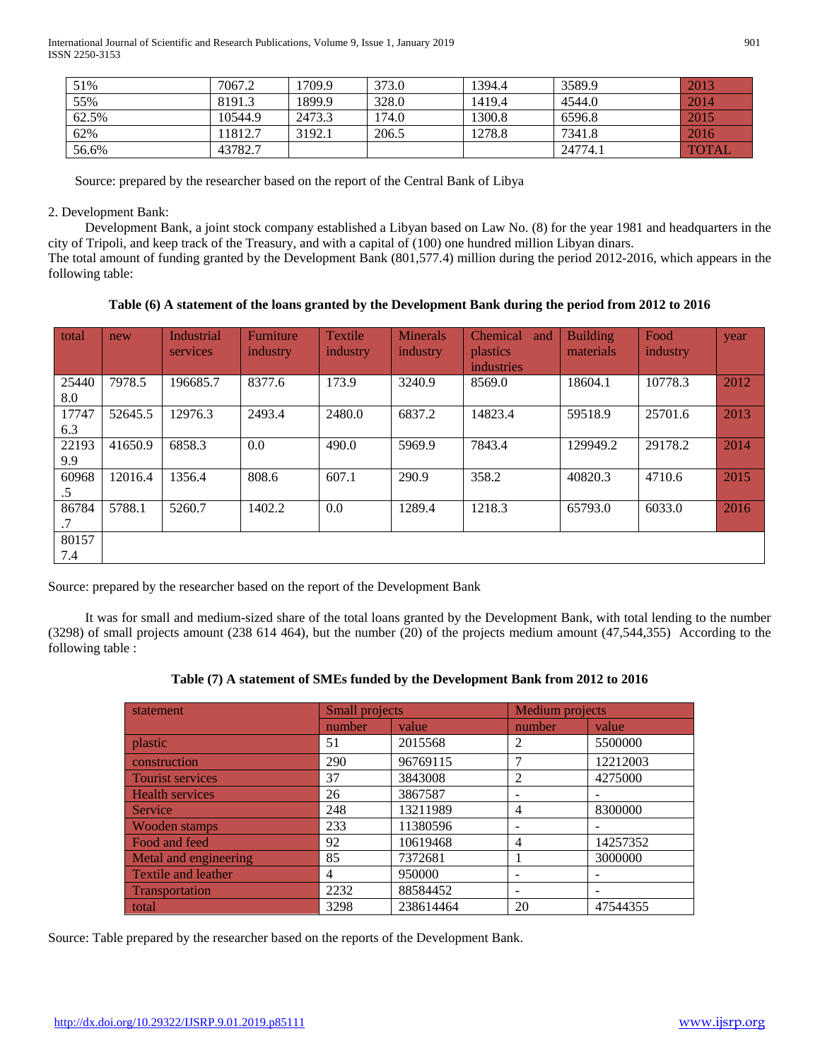| 51% | 7067.2 | 1709.9 | 373.0 | 1394.4 | 3589.9 | 2013 |
|---|---|---|---|---|---|---|
| 55% | 8191.3 | 1899.9 | 328.0 | 1419.4 | 4544.0 | 2014 |
| 62.5% | 10544.9 | 2473.3 | 174.0 | 1300.8 | 6596.8 | 2015 |
| 62% | 11812.7 | 3192.1 | 206.5 | 1278.8 | 7341.8 | 2016 |
| 56.6% | 43782.7 | | | | 24774.1 | TOTAL |

Source: prepared by the researcher based on the report of the Central Bank of Libya

2. Development Bank:

Development Bank, a joint stock company established a Libyan based on Law No. (8) for the year 1981 and headquarters in the city of Tripoli, and keep track of the Treasury, and with a capital of (100) one hundred million Libyan dinars.
The total amount of funding granted by the Development Bank (801,577.4) million during the period 2012-2016, which appears in the following table:

**Table (6) A statement of the loans granted by the Development Bank during the period from 2012 to 2016**

| total | new | Industrial services | Furniture industry | Textile industry | Minerals industry | Chemical and plastics industries | Building materials | Food industry | year |
|---|---|---|---|---|---|---|---|---|---|
| 254408.0 | 7978.5 | 196685.7 | 8377.6 | 173.9 | 3240.9 | 8569.0 | 18604.1 | 10778.3 | 2012 |
| 177476.3 | 52645.5 | 12976.3 | 2493.4 | 2480.0 | 6837.2 | 14823.4 | 59518.9 | 25701.6 | 2013 |
| 221939.9 | 41650.9 | 6858.3 | 0.0 | 490.0 | 5969.9 | 7843.4 | 129949.2 | 29178.2 | 2014 |
| 60968.5 | 12016.4 | 1356.4 | 808.6 | 607.1 | 290.9 | 358.2 | 40820.3 | 4710.6 | 2015 |
| 86784.7 | 5788.1 | 5260.7 | 1402.2 | 0.0 | 1289.4 | 1218.3 | 65793.0 | 6033.0 | 2016 |
| 801577.4 | | | | | | | | | |

Source: prepared by the researcher based on the report of the Development Bank

It was for small and medium-sized share of the total loans granted by the Development Bank, with total lending to the number (3298) of small projects amount (238 614 464), but the number (20) of the projects medium amount (47,544,355) According to the following table :

**Table (7) A statement of SMEs funded by the Development Bank from 2012 to 2016**

| statement | Small projects | | Medium projects | |
|---|---|---|---|---|
| | number | value | number | value |
| plastic | 51 | 2015568 | 2 | 5500000 |
| construction | 290 | 96769115 | 7 | 12212003 |
| Tourist services | 37 | 3843008 | 2 | 4275000 |
| Health services | 26 | 3867587 | - | - |
| Service | 248 | 13211989 | 4 | 8300000 |
| Wooden stamps | 233 | 11380596 | - | - |
| Food and feed | 92 | 10619468 | 4 | 14257352 |
| Metal and engineering | 85 | 7372681 | 1 | 3000000 |
| Textile and leather | 4 | 950000 | - | - |
| Transportation | 2232 | 88584452 | - | - |
| total | 3298 | 238614464 | 20 | 47544355 |

Source: Table prepared by the researcher based on the reports of the Development Bank.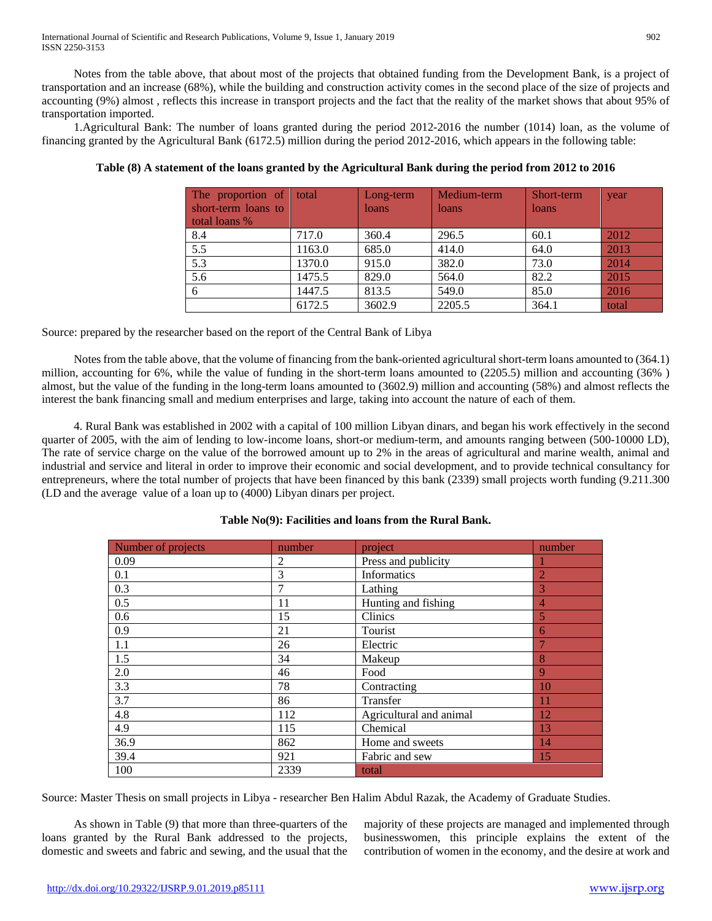Notes from the table above, that about most of the projects that obtained funding from the Development Bank, is a project of transportation and an increase (68%), while the building and construction activity comes in the second place of the size of projects and accounting (9%) almost , reflects this increase in transport projects and the fact that the reality of the market shows that about 95% of transportation imported.

1.Agricultural Bank: The number of loans granted during the period 2012-2016 the number (1014) loan, as the volume of financing granted by the Agricultural Bank (6172.5) million during the period 2012-2016, which appears in the following table:

**Table (8) A statement of the loans granted by the Agricultural Bank during the period from 2012 to 2016**

| The proportion of short-term loans to total loans % | total | Long-term loans | Medium-term loans | Short-term loans | year |
|---|---|---|---|---|---|
| 8.4 | 717.0 | 360.4 | 296.5 | 60.1 | 2012 |
| 5.5 | 1163.0 | 685.0 | 414.0 | 64.0 | 2013 |
| 5.3 | 1370.0 | 915.0 | 382.0 | 73.0 | 2014 |
| 5.6 | 1475.5 | 829.0 | 564.0 | 82.2 | 2015 |
| 6 | 1447.5 | 813.5 | 549.0 | 85.0 | 2016 |
| | 6172.5 | 3602.9 | 2205.5 | 364.1 | total |

Source: prepared by the researcher based on the report of the Central Bank of Libya

Notes from the table above, that the volume of financing from the bank-oriented agricultural short-term loans amounted to (364.1) million, accounting for 6%, while the value of funding in the short-term loans amounted to (2205.5) million and accounting (36% ) almost, but the value of the funding in the long-term loans amounted to (3602.9) million and accounting (58%) and almost reflects the interest the bank financing small and medium enterprises and large, taking into account the nature of each of them.

4. Rural Bank was established in 2002 with a capital of 100 million Libyan dinars, and began his work effectively in the second quarter of 2005, with the aim of lending to low-income loans, short-or medium-term, and amounts ranging between (500-10000 LD), The rate of service charge on the value of the borrowed amount up to 2% in the areas of agricultural and marine wealth, animal and industrial and service and literal in order to improve their economic and social development, and to provide technical consultancy for entrepreneurs, where the total number of projects that have been financed by this bank (2339) small projects worth funding (9.211.300 (LD and the average value of a loan up to (4000) Libyan dinars per project.

**Table No(9): Facilities and loans from the Rural Bank.**

| Number of projects | number | project | number |
|---|---|---|---|
| 0.09 | 2 | Press and publicity | 1 |
| 0.1 | 3 | Informatics | 2 |
| 0.3 | 7 | Lathing | 3 |
| 0.5 | 11 | Hunting and fishing | 4 |
| 0.6 | 15 | Clinics | 5 |
| 0.9 | 21 | Tourist | 6 |
| 1.1 | 26 | Electric | 7 |
| 1.5 | 34 | Makeup | 8 |
| 2.0 | 46 | Food | 9 |
| 3.3 | 78 | Contracting | 10 |
| 3.7 | 86 | Transfer | 11 |
| 4.8 | 112 | Agricultural and animal | 12 |
| 4.9 | 115 | Chemical | 13 |
| 36.9 | 862 | Home and sweets | 14 |
| 39.4 | 921 | Fabric and sew | 15 |
| 100 | 2339 | total | |

Source: Master Thesis on small projects in Libya - researcher Ben Halim Abdul Razak, the Academy of Graduate Studies.

As shown in Table (9) that more than three-quarters of the loans granted by the Rural Bank addressed to the projects, domestic and sweets and fabric and sewing, and the usual that the majority of these projects are managed and implemented through businesswomen, this principle explains the extent of the contribution of women in the economy, and the desire at work and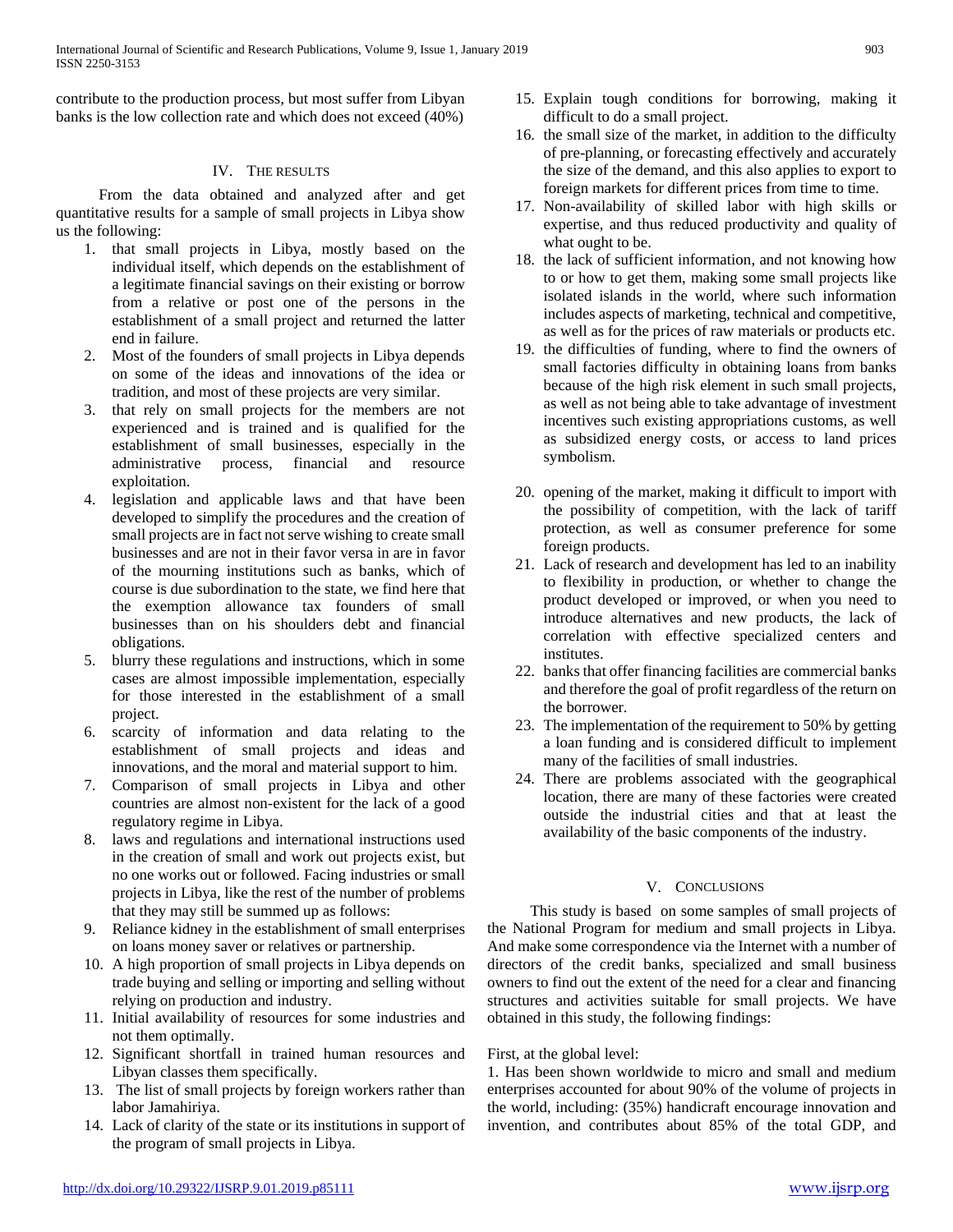contribute to the production process, but most suffer from Libyan banks is the low collection rate and which does not exceed (40%)

## IV. The results

From the data obtained and analyzed after and get quantitative results for a sample of small projects in Libya show us the following:

1. that small projects in Libya, mostly based on the individual itself, which depends on the establishment of a legitimate financial savings on their existing or borrow from a relative or post one of the persons in the establishment of a small project and returned the latter end in failure.
2. Most of the founders of small projects in Libya depends on some of the ideas and innovations of the idea or tradition, and most of these projects are very similar.
3. that rely on small projects for the members are not experienced and is trained and is qualified for the establishment of small businesses, especially in the administrative process, financial and resource exploitation.
4. legislation and applicable laws and that have been developed to simplify the procedures and the creation of small projects are in fact not serve wishing to create small businesses and are not in their favor versa in are in favor of the mourning institutions such as banks, which of course is due subordination to the state, we find here that the exemption allowance tax founders of small businesses than on his shoulders debt and financial obligations.
5. blurry these regulations and instructions, which in some cases are almost impossible implementation, especially for those interested in the establishment of a small project.
6. scarcity of information and data relating to the establishment of small projects and ideas and innovations, and the moral and material support to him.
7. Comparison of small projects in Libya and other countries are almost non-existent for the lack of a good regulatory regime in Libya.
8. laws and regulations and international instructions used in the creation of small and work out projects exist, but no one works out or followed. Facing industries or small projects in Libya, like the rest of the number of problems that they may still be summed up as follows:
9. Reliance kidney in the establishment of small enterprises on loans money saver or relatives or partnership.
10. A high proportion of small projects in Libya depends on trade buying and selling or importing and selling without relying on production and industry.
11. Initial availability of resources for some industries and not them optimally.
12. Significant shortfall in trained human resources and Libyan classes them specifically.
13. The list of small projects by foreign workers rather than labor Jamahiriya.
14. Lack of clarity of the state or its institutions in support of the program of small projects in Libya.
15. Explain tough conditions for borrowing, making it difficult to do a small project.
16. the small size of the market, in addition to the difficulty of pre-planning, or forecasting effectively and accurately the size of the demand, and this also applies to export to foreign markets for different prices from time to time.
17. Non-availability of skilled labor with high skills or expertise, and thus reduced productivity and quality of what ought to be.
18. the lack of sufficient information, and not knowing how to or how to get them, making some small projects like isolated islands in the world, where such information includes aspects of marketing, technical and competitive, as well as for the prices of raw materials or products etc.
19. the difficulties of funding, where to find the owners of small factories difficulty in obtaining loans from banks because of the high risk element in such small projects, as well as not being able to take advantage of investment incentives such existing appropriations customs, as well as subsidized energy costs, or access to land prices symbolism.
20. opening of the market, making it difficult to import with the possibility of competition, with the lack of tariff protection, as well as consumer preference for some foreign products.
21. Lack of research and development has led to an inability to flexibility in production, or whether to change the product developed or improved, or when you need to introduce alternatives and new products, the lack of correlation with effective specialized centers and institutes.
22. banks that offer financing facilities are commercial banks and therefore the goal of profit regardless of the return on the borrower.
23. The implementation of the requirement to 50% by getting a loan funding and is considered difficult to implement many of the facilities of small industries.
24. There are problems associated with the geographical location, there are many of these factories were created outside the industrial cities and that at least the availability of the basic components of the industry.

## V. Conclusions

This study is based on some samples of small projects of the National Program for medium and small projects in Libya. And make some correspondence via the Internet with a number of directors of the credit banks, specialized and small business owners to find out the extent of the need for a clear and financing structures and activities suitable for small projects. We have obtained in this study, the following findings:

First, at the global level:

1. Has been shown worldwide to micro and small and medium enterprises accounted for about 90% of the volume of projects in the world, including: (35%) handicraft encourage innovation and invention, and contributes about 85% of the total GDP, and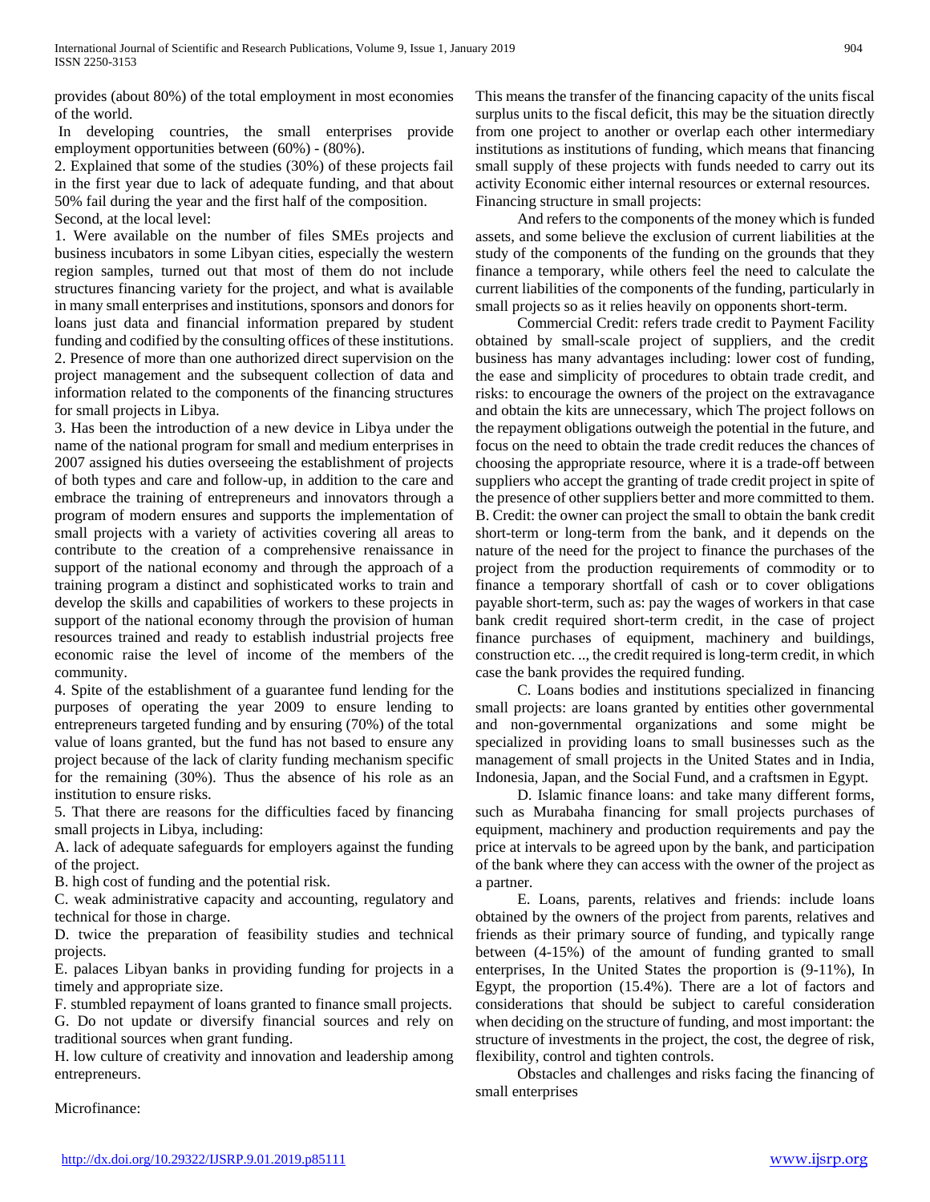provides (about 80%) of the total employment in most economies of the world.

In developing countries, the small enterprises provide employment opportunities between (60%) - (80%).

2. Explained that some of the studies (30%) of these projects fail in the first year due to lack of adequate funding, and that about 50% fail during the year and the first half of the composition.

Second, at the local level:

1. Were available on the number of files SMEs projects and business incubators in some Libyan cities, especially the western region samples, turned out that most of them do not include structures financing variety for the project, and what is available in many small enterprises and institutions, sponsors and donors for loans just data and financial information prepared by student funding and codified by the consulting offices of these institutions.

2. Presence of more than one authorized direct supervision on the project management and the subsequent collection of data and information related to the components of the financing structures for small projects in Libya.

3. Has been the introduction of a new device in Libya under the name of the national program for small and medium enterprises in 2007 assigned his duties overseeing the establishment of projects of both types and care and follow-up, in addition to the care and embrace the training of entrepreneurs and innovators through a program of modern ensures and supports the implementation of small projects with a variety of activities covering all areas to contribute to the creation of a comprehensive renaissance in support of the national economy and through the approach of a training program a distinct and sophisticated works to train and develop the skills and capabilities of workers to these projects in support of the national economy through the provision of human resources trained and ready to establish industrial projects free economic raise the level of income of the members of the community.

4. Spite of the establishment of a guarantee fund lending for the purposes of operating the year 2009 to ensure lending to entrepreneurs targeted funding and by ensuring (70%) of the total value of loans granted, but the fund has not based to ensure any project because of the lack of clarity funding mechanism specific for the remaining (30%). Thus the absence of his role as an institution to ensure risks.

5. That there are reasons for the difficulties faced by financing small projects in Libya, including:

A. lack of adequate safeguards for employers against the funding of the project.

B. high cost of funding and the potential risk.

C. weak administrative capacity and accounting, regulatory and technical for those in charge.

D. twice the preparation of feasibility studies and technical projects.

E. palaces Libyan banks in providing funding for projects in a timely and appropriate size.

F. stumbled repayment of loans granted to finance small projects.

G. Do not update or diversify financial sources and rely on traditional sources when grant funding.

H. low culture of creativity and innovation and leadership among entrepreneurs.

Microfinance:

This means the transfer of the financing capacity of the units fiscal surplus units to the fiscal deficit, this may be the situation directly from one project to another or overlap each other intermediary institutions as institutions of funding, which means that financing small supply of these projects with funds needed to carry out its activity Economic either internal resources or external resources.

Financing structure in small projects:

And refers to the components of the money which is funded assets, and some believe the exclusion of current liabilities at the study of the components of the funding on the grounds that they finance a temporary, while others feel the need to calculate the current liabilities of the components of the funding, particularly in small projects so as it relies heavily on opponents short-term.

Commercial Credit: refers trade credit to Payment Facility obtained by small-scale project of suppliers, and the credit business has many advantages including: lower cost of funding, the ease and simplicity of procedures to obtain trade credit, and risks: to encourage the owners of the project on the extravagance and obtain the kits are unnecessary, which The project follows on the repayment obligations outweigh the potential in the future, and focus on the need to obtain the trade credit reduces the chances of choosing the appropriate resource, where it is a trade-off between suppliers who accept the granting of trade credit project in spite of the presence of other suppliers better and more committed to them.

B. Credit: the owner can project the small to obtain the bank credit short-term or long-term from the bank, and it depends on the nature of the need for the project to finance the purchases of the project from the production requirements of commodity or to finance a temporary shortfall of cash or to cover obligations payable short-term, such as: pay the wages of workers in that case bank credit required short-term credit, in the case of project finance purchases of equipment, machinery and buildings, construction etc. .., the credit required is long-term credit, in which case the bank provides the required funding.

C. Loans bodies and institutions specialized in financing small projects: are loans granted by entities other governmental and non-governmental organizations and some might be specialized in providing loans to small businesses such as the management of small projects in the United States and in India, Indonesia, Japan, and the Social Fund, and a craftsmen in Egypt.

D. Islamic finance loans: and take many different forms, such as Murabaha financing for small projects purchases of equipment, machinery and production requirements and pay the price at intervals to be agreed upon by the bank, and participation of the bank where they can access with the owner of the project as a partner.

E. Loans, parents, relatives and friends: include loans obtained by the owners of the project from parents, relatives and friends as their primary source of funding, and typically range between (4-15%) of the amount of funding granted to small enterprises, In the United States the proportion is (9-11%), In Egypt, the proportion (15.4%). There are a lot of factors and considerations that should be subject to careful consideration when deciding on the structure of funding, and most important: the structure of investments in the project, the cost, the degree of risk, flexibility, control and tighten controls.

Obstacles and challenges and risks facing the financing of small enterprises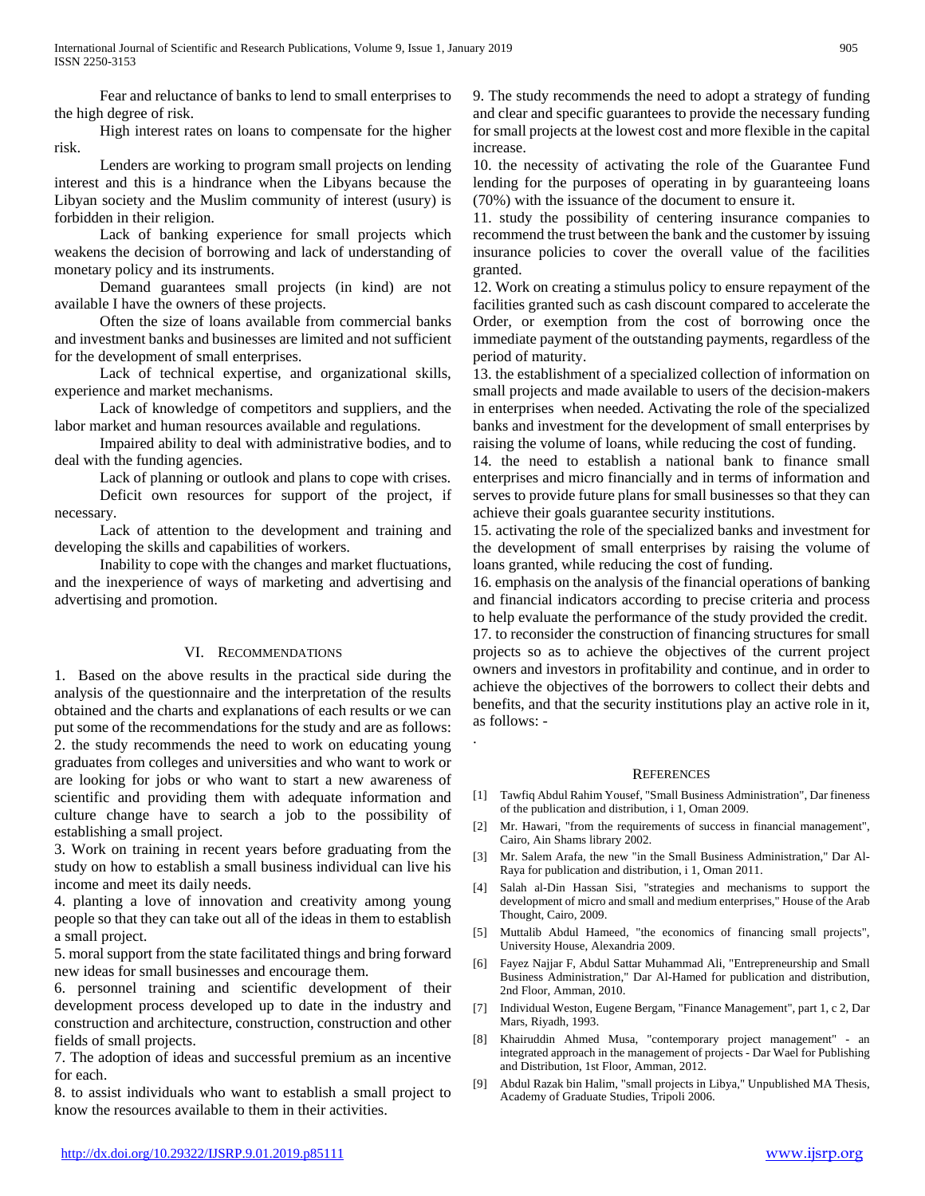Fear and reluctance of banks to lend to small enterprises to the high degree of risk.

High interest rates on loans to compensate for the higher risk.

Lenders are working to program small projects on lending interest and this is a hindrance when the Libyans because the Libyan society and the Muslim community of interest (usury) is forbidden in their religion.

Lack of banking experience for small projects which weakens the decision of borrowing and lack of understanding of monetary policy and its instruments.

Demand guarantees small projects (in kind) are not available I have the owners of these projects.

Often the size of loans available from commercial banks and investment banks and businesses are limited and not sufficient for the development of small enterprises.

Lack of technical expertise, and organizational skills, experience and market mechanisms.

Lack of knowledge of competitors and suppliers, and the labor market and human resources available and regulations.

Impaired ability to deal with administrative bodies, and to deal with the funding agencies.

Lack of planning or outlook and plans to cope with crises.

Deficit own resources for support of the project, if necessary.

Lack of attention to the development and training and developing the skills and capabilities of workers.

Inability to cope with the changes and market fluctuations, and the inexperience of ways of marketing and advertising and advertising and promotion.

## VI. Recommendations

1. Based on the above results in the practical side during the analysis of the questionnaire and the interpretation of the results obtained and the charts and explanations of each results or we can put some of the recommendations for the study and are as follows:
2. the study recommends the need to work on educating young graduates from colleges and universities and who want to work or are looking for jobs or who want to start a new awareness of scientific and providing them with adequate information and culture change have to search a job to the possibility of establishing a small project.
3. Work on training in recent years before graduating from the study on how to establish a small business individual can live his income and meet its daily needs.
4. planting a love of innovation and creativity among young people so that they can take out all of the ideas in them to establish a small project.
5. moral support from the state facilitated things and bring forward new ideas for small businesses and encourage them.
6. personnel training and scientific development of their development process developed up to date in the industry and construction and architecture, construction, construction and other fields of small projects.
7. The adoption of ideas and successful premium as an incentive for each.
8. to assist individuals who want to establish a small project to know the resources available to them in their activities.
9. The study recommends the need to adopt a strategy of funding and clear and specific guarantees to provide the necessary funding for small projects at the lowest cost and more flexible in the capital increase.
10. the necessity of activating the role of the Guarantee Fund lending for the purposes of operating in by guaranteeing loans (70%) with the issuance of the document to ensure it.
11. study the possibility of centering insurance companies to recommend the trust between the bank and the customer by issuing insurance policies to cover the overall value of the facilities granted.
12. Work on creating a stimulus policy to ensure repayment of the facilities granted such as cash discount compared to accelerate the Order, or exemption from the cost of borrowing once the immediate payment of the outstanding payments, regardless of the period of maturity.
13. the establishment of a specialized collection of information on small projects and made available to users of the decision-makers in enterprises when needed. Activating the role of the specialized banks and investment for the development of small enterprises by raising the volume of loans, while reducing the cost of funding.
14. the need to establish a national bank to finance small enterprises and micro financially and in terms of information and serves to provide future plans for small businesses so that they can achieve their goals guarantee security institutions.
15. activating the role of the specialized banks and investment for the development of small enterprises by raising the volume of loans granted, while reducing the cost of funding.
16. emphasis on the analysis of the financial operations of banking and financial indicators according to precise criteria and process to help evaluate the performance of the study provided the credit.
17. to reconsider the construction of financing structures for small projects so as to achieve the objectives of the current project owners and investors in profitability and continue, and in order to achieve the objectives of the borrowers to collect their debts and benefits, and that the security institutions play an active role in it, as follows: -

.

## References

[1] Tawfiq Abdul Rahim Yousef, "Small Business Administration", Dar fineness of the publication and distribution, i 1, Oman 2009.

[2] Mr. Hawari, "from the requirements of success in financial management", Cairo, Ain Shams library 2002.

[3] Mr. Salem Arafa, the new "in the Small Business Administration," Dar Al-Raya for publication and distribution, i 1, Oman 2011.

[4] Salah al-Din Hassan Sisi, "strategies and mechanisms to support the development of micro and small and small and medium enterprises," House of the Arab Thought, Cairo, 2009.

[5] Muttalib Abdul Hameed, "the economics of financing small projects", University House, Alexandria 2009.

[6] Fayez Najjar F, Abdul Sattar Muhammad Ali, "Entrepreneurship and Small Business Administration," Dar Al-Hamed for publication and distribution, 2nd Floor, Amman, 2010.

[7] Individual Weston, Eugene Bergam, "Finance Management", part 1, c 2, Dar Mars, Riyadh, 1993.

[8] Khairuddin Ahmed Musa, "contemporary project management" - an integrated approach in the management of projects - Dar Wael for Publishing and Distribution, 1st Floor, Amman, 2012.

[9] Abdul Razak bin Halim, "small projects in Libya," Unpublished MA Thesis, Academy of Graduate Studies, Tripoli 2006.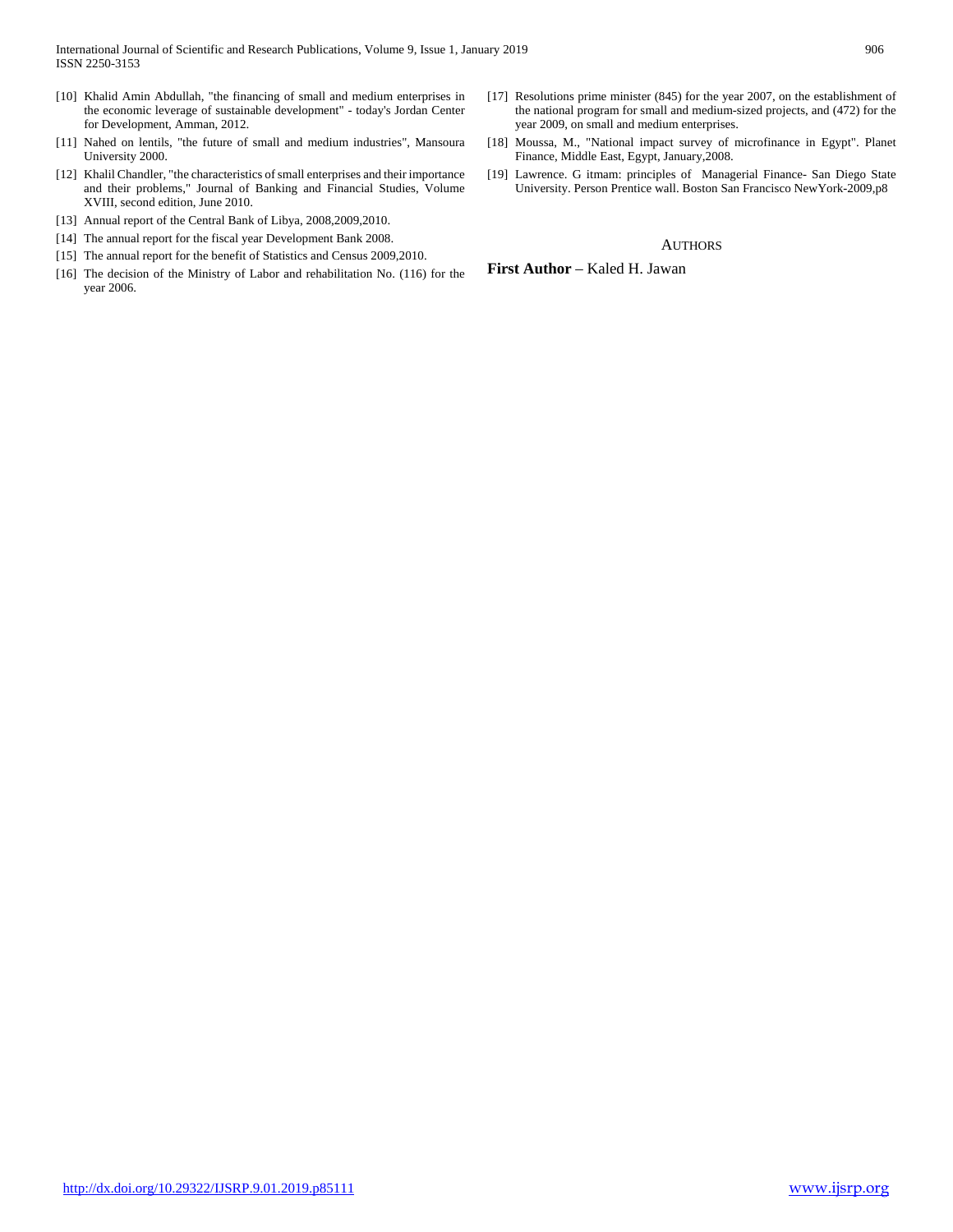[10] Khalid Amin Abdullah, "the financing of small and medium enterprises in the economic leverage of sustainable development" - today's Jordan Center for Development, Amman, 2012.

[11] Nahed on lentils, "the future of small and medium industries", Mansoura University 2000.

[12] Khalil Chandler, "the characteristics of small enterprises and their importance and their problems," Journal of Banking and Financial Studies, Volume XVIII, second edition, June 2010.

[13] Annual report of the Central Bank of Libya, 2008,2009,2010.

[14] The annual report for the fiscal year Development Bank 2008.

[15] The annual report for the benefit of Statistics and Census 2009,2010.

[16] The decision of the Ministry of Labor and rehabilitation No. (116) for the year 2006.

[17] Resolutions prime minister (845) for the year 2007, on the establishment of the national program for small and medium-sized projects, and (472) for the year 2009, on small and medium enterprises.

[18] Moussa, M., "National impact survey of microfinance in Egypt". Planet Finance, Middle East, Egypt, January,2008.

[19] Lawrence. G itmam: principles of Managerial Finance- San Diego State University. Person Prentice wall. Boston San Francisco NewYork-2009,p8

## AUTHORS

**First Author** – Kaled H. Jawan

http://dx.doi.org/10.29322/IJSRP.9.01.2019.p85111